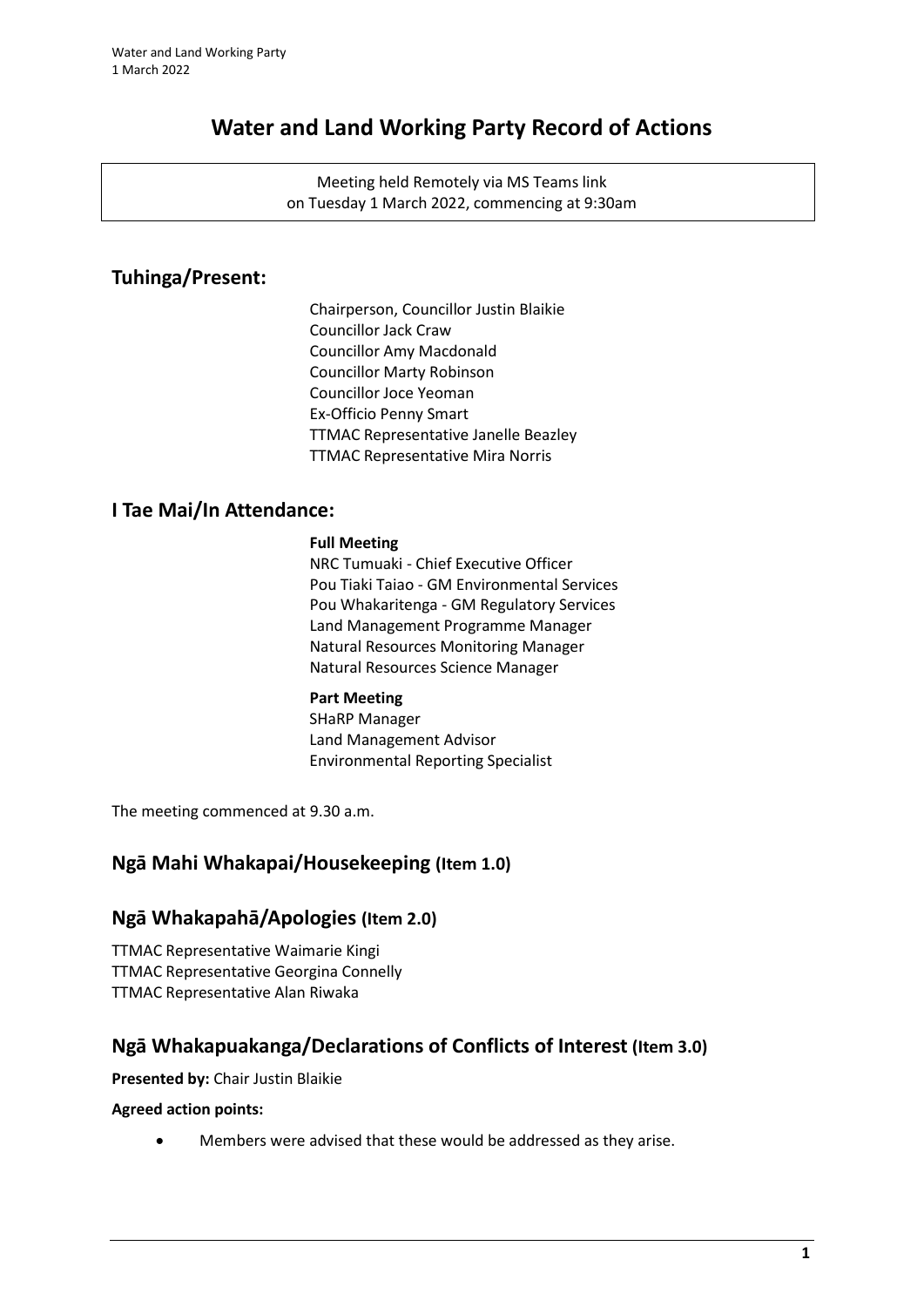# Water and Land Working Party Record of Actions

Meeting held Remotely via MS Teams link
on Tuesday 1 March 2022, commencing at 9:30am

## Tuhinga/Present:

Chairperson, Councillor Justin Blaikie
Councillor Jack Craw
Councillor Amy Macdonald
Councillor Marty Robinson
Councillor Joce Yeoman
Ex-Officio Penny Smart
TTMAC Representative Janelle Beazley
TTMAC Representative Mira Norris

## I Tae Mai/In Attendance:

**Full Meeting**
NRC Tumuaki - Chief Executive Officer
Pou Tiaki Taiao - GM Environmental Services
Pou Whakaritenga - GM Regulatory Services
Land Management Programme Manager
Natural Resources Monitoring Manager
Natural Resources Science Manager

**Part Meeting**
SHaRP Manager
Land Management Advisor
Environmental Reporting Specialist

The meeting commenced at 9.30 a.m.

## Ngā Mahi Whakapai/Housekeeping (Item 1.0)

## Ngā Whakapahā/Apologies (Item 2.0)

TTMAC Representative Waimarie Kingi
TTMAC Representative Georgina Connelly
TTMAC Representative Alan Riwaka

## Ngā Whakapuakanga/Declarations of Conflicts of Interest (Item 3.0)

**Presented by:** Chair Justin Blaikie

**Agreed action points:**

- Members were advised that these would be addressed as they arise.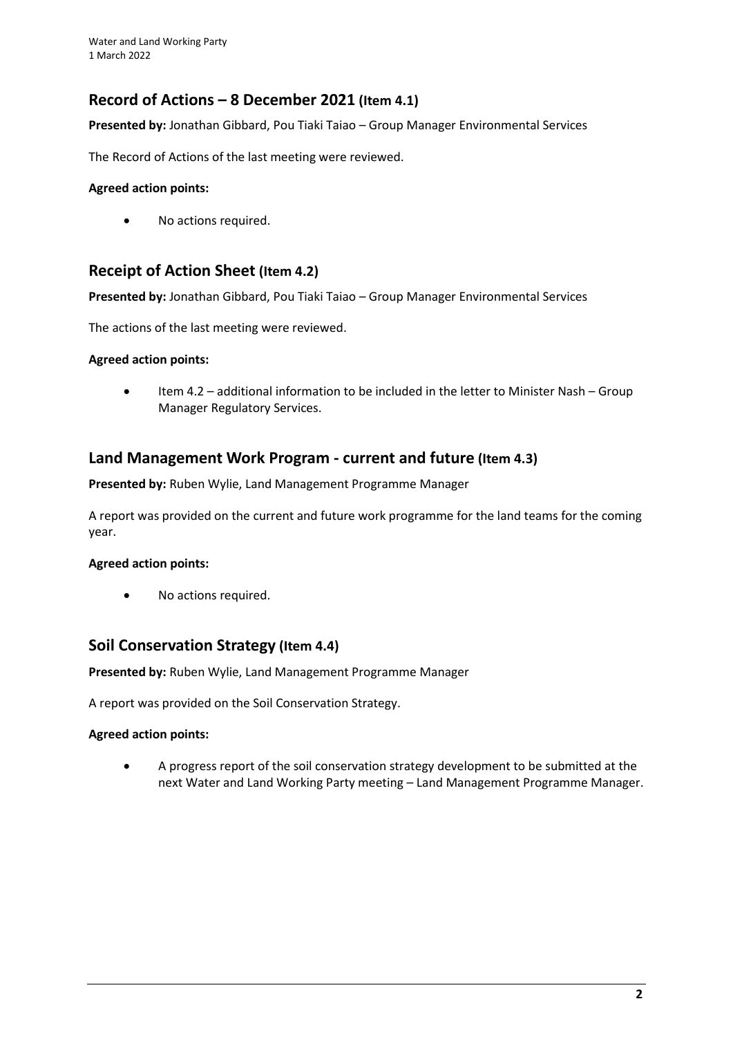## Record of Actions – 8 December 2021 (Item 4.1)

**Presented by:** Jonathan Gibbard, Pou Tiaki Taiao – Group Manager Environmental Services

The Record of Actions of the last meeting were reviewed.

**Agreed action points:**

- No actions required.

## Receipt of Action Sheet (Item 4.2)

**Presented by:** Jonathan Gibbard, Pou Tiaki Taiao – Group Manager Environmental Services

The actions of the last meeting were reviewed.

**Agreed action points:**

- Item 4.2 – additional information to be included in the letter to Minister Nash – Group Manager Regulatory Services.

## Land Management Work Program - current and future (Item 4.3)

**Presented by:** Ruben Wylie, Land Management Programme Manager

A report was provided on the current and future work programme for the land teams for the coming year.

**Agreed action points:**

- No actions required.

## Soil Conservation Strategy (Item 4.4)

**Presented by:** Ruben Wylie, Land Management Programme Manager

A report was provided on the Soil Conservation Strategy.

**Agreed action points:**

- A progress report of the soil conservation strategy development to be submitted at the next Water and Land Working Party meeting – Land Management Programme Manager.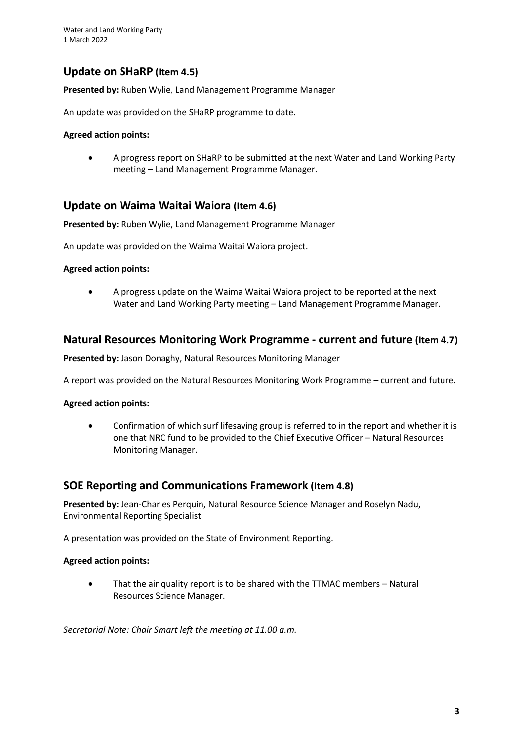## Update on SHaRP (Item 4.5)

**Presented by:** Ruben Wylie, Land Management Programme Manager

An update was provided on the SHaRP programme to date.

**Agreed action points:**

- A progress report on SHaRP to be submitted at the next Water and Land Working Party meeting – Land Management Programme Manager.

## Update on Waima Waitai Waiora (Item 4.6)

**Presented by:** Ruben Wylie, Land Management Programme Manager

An update was provided on the Waima Waitai Waiora project.

**Agreed action points:**

- A progress update on the Waima Waitai Waiora project to be reported at the next Water and Land Working Party meeting – Land Management Programme Manager.

## Natural Resources Monitoring Work Programme - current and future (Item 4.7)

**Presented by:** Jason Donaghy, Natural Resources Monitoring Manager

A report was provided on the Natural Resources Monitoring Work Programme – current and future.

**Agreed action points:**

- Confirmation of which surf lifesaving group is referred to in the report and whether it is one that NRC fund to be provided to the Chief Executive Officer – Natural Resources Monitoring Manager.

## SOE Reporting and Communications Framework (Item 4.8)

**Presented by:** Jean-Charles Perquin, Natural Resource Science Manager and Roselyn Nadu, Environmental Reporting Specialist

A presentation was provided on the State of Environment Reporting.

**Agreed action points:**

- That the air quality report is to be shared with the TTMAC members – Natural Resources Science Manager.

*Secretarial Note: Chair Smart left the meeting at 11.00 a.m.*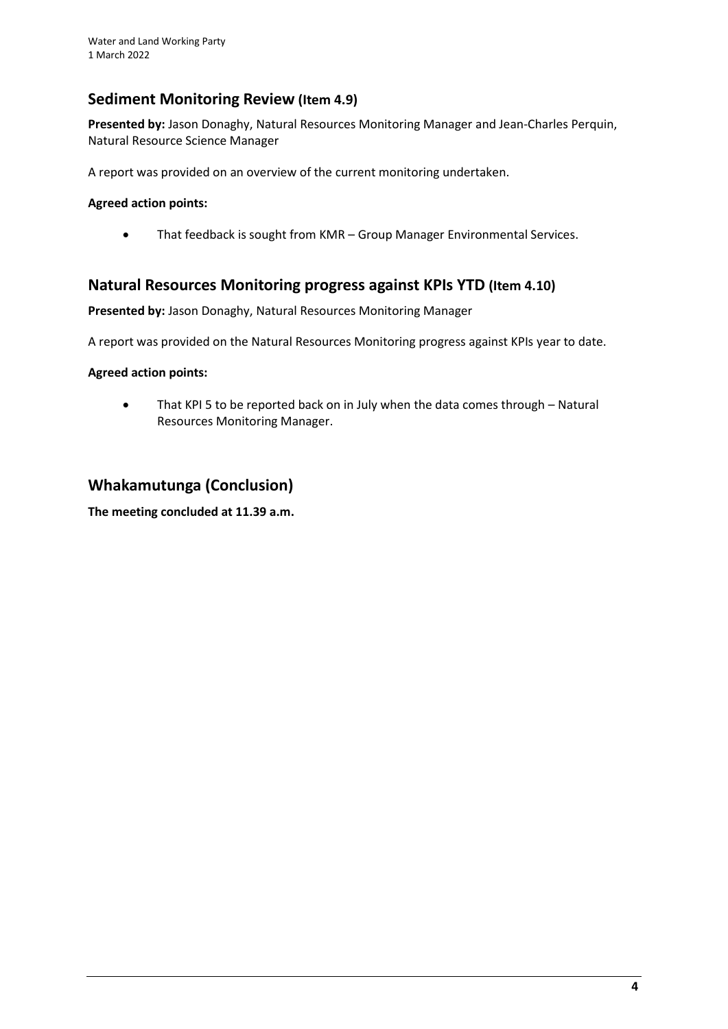## Sediment Monitoring Review (Item 4.9)

**Presented by:** Jason Donaghy, Natural Resources Monitoring Manager and Jean-Charles Perquin, Natural Resource Science Manager

A report was provided on an overview of the current monitoring undertaken.

**Agreed action points:**

- That feedback is sought from KMR – Group Manager Environmental Services.

## Natural Resources Monitoring progress against KPIs YTD (Item 4.10)

**Presented by:** Jason Donaghy, Natural Resources Monitoring Manager

A report was provided on the Natural Resources Monitoring progress against KPIs year to date.

**Agreed action points:**

- That KPI 5 to be reported back on in July when the data comes through – Natural Resources Monitoring Manager.

## Whakamutunga (Conclusion)

**The meeting concluded at 11.39 a.m.**